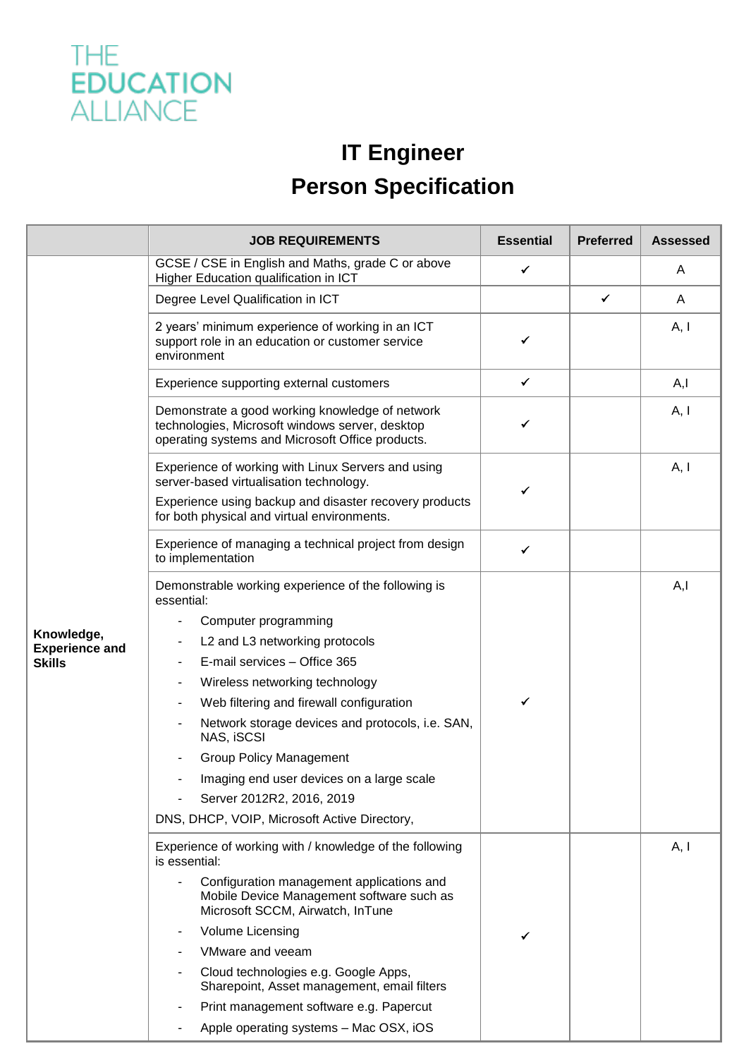THE EDUCATION ALLIANCE

# IT Engineer
# Person Specification

| | JOB REQUIREMENTS | Essential | Preferred | Assessed |
|---|---|---|---|---|
| Knowledge, Experience and Skills | GCSE / CSE in English and Maths, grade C or above<br>Higher Education qualification in ICT | ✓ | | A |
| | Degree Level Qualification in ICT | | ✓ | A |
| | 2 years' minimum experience of working in an ICT support role in an education or customer service environment | ✓ | | A, I |
| | Experience supporting external customers | ✓ | | A,I |
| | Demonstrate a good working knowledge of network technologies, Microsoft windows server, desktop operating systems and Microsoft Office products. | ✓ | | A, I |
| | Experience of working with Linux Servers and using server-based virtualisation technology.<br>Experience using backup and disaster recovery products for both physical and virtual environments. | ✓ | | A, I |
| | Experience of managing a technical project from design to implementation | ✓ | | |
| | Demonstrable working experience of the following is essential:<br>- Computer programming<br>- L2 and L3 networking protocols<br>- E-mail services – Office 365<br>- Wireless networking technology<br>- Web filtering and firewall configuration<br>- Network storage devices and protocols, i.e. SAN, NAS, iSCSI<br>- Group Policy Management<br>- Imaging end user devices on a large scale<br>- Server 2012R2, 2016, 2019<br>DNS, DHCP, VOIP, Microsoft Active Directory, | ✓ | | A,I |
| | Experience of working with / knowledge of the following is essential:<br>- Configuration management applications and Mobile Device Management software such as Microsoft SCCM, Airwatch, InTune<br>- Volume Licensing<br>- VMware and veeam<br>- Cloud technologies e.g. Google Apps, Sharepoint, Asset management, email filters<br>- Print management software e.g. Papercut<br>- Apple operating systems – Mac OSX, iOS | ✓ | | A, I |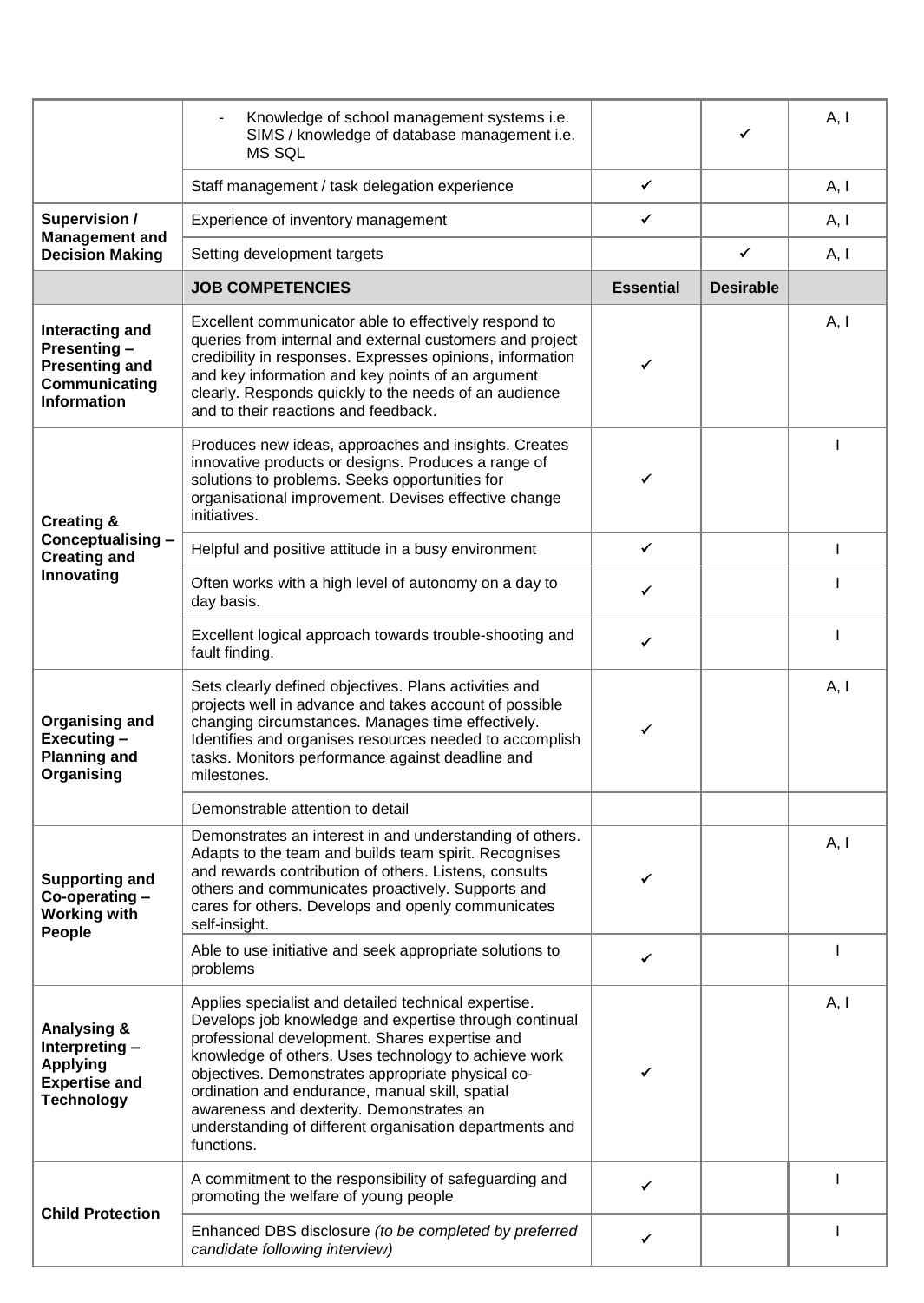| | | | | |
|---|---|---|---|---|
| | - Knowledge of school management systems i.e. SIMS / knowledge of database management i.e. MS SQL | | ✓ | A, I |
| | Staff management / task delegation experience | ✓ | | A, I |
| **Supervision / Management and Decision Making** | Experience of inventory management | ✓ | | A, I |
| | Setting development targets | | ✓ | A, I |
| | **JOB COMPETENCIES** | **Essential** | **Desirable** | |
| **Interacting and Presenting – Presenting and Communicating Information** | Excellent communicator able to effectively respond to queries from internal and external customers and project credibility in responses. Expresses opinions, information and key information and key points of an argument clearly. Responds quickly to the needs of an audience and to their reactions and feedback. | ✓ | | A, I |
| **Creating & Conceptualising – Creating and Innovating** | Produces new ideas, approaches and insights. Creates innovative products or designs. Produces a range of solutions to problems. Seeks opportunities for organisational improvement. Devises effective change initiatives. | ✓ | | I |
| | Helpful and positive attitude in a busy environment | ✓ | | I |
| | Often works with a high level of autonomy on a day to day basis. | ✓ | | I |
| | Excellent logical approach towards trouble-shooting and fault finding. | ✓ | | I |
| **Organising and Executing – Planning and Organising** | Sets clearly defined objectives. Plans activities and projects well in advance and takes account of possible changing circumstances. Manages time effectively. Identifies and organises resources needed to accomplish tasks. Monitors performance against deadline and milestones. | ✓ | | A, I |
| | Demonstrable attention to detail | | | |
| **Supporting and Co-operating – Working with People** | Demonstrates an interest in and understanding of others. Adapts to the team and builds team spirit. Recognises and rewards contribution of others. Listens, consults others and communicates proactively. Supports and cares for others. Develops and openly communicates self-insight. | ✓ | | A, I |
| | Able to use initiative and seek appropriate solutions to problems | ✓ | | I |
| **Analysing & Interpreting – Applying Expertise and Technology** | Applies specialist and detailed technical expertise. Develops job knowledge and expertise through continual professional development. Shares expertise and knowledge of others. Uses technology to achieve work objectives. Demonstrates appropriate physical co-ordination and endurance, manual skill, spatial awareness and dexterity. Demonstrates an understanding of different organisation departments and functions. | ✓ | | A, I |
| **Child Protection** | A commitment to the responsibility of safeguarding and promoting the welfare of young people | ✓ | | I |
| | Enhanced DBS disclosure *(to be completed by preferred candidate following interview)* | ✓ | | I |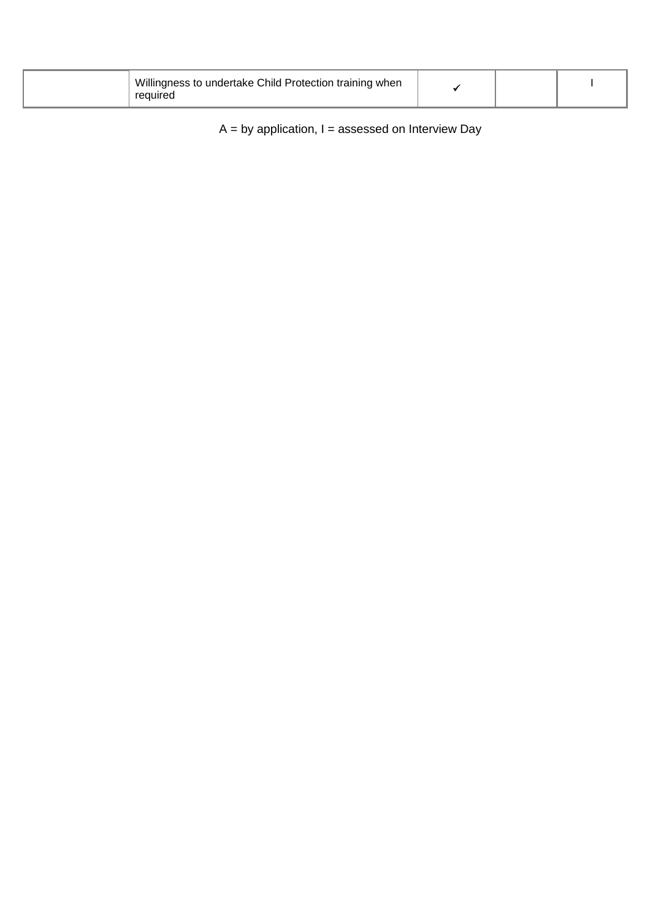| | | | | |
|---|---|---|---|---|
| | Willingness to undertake Child Protection training when required | ✓ | | I |

A = by application, I = assessed on Interview Day